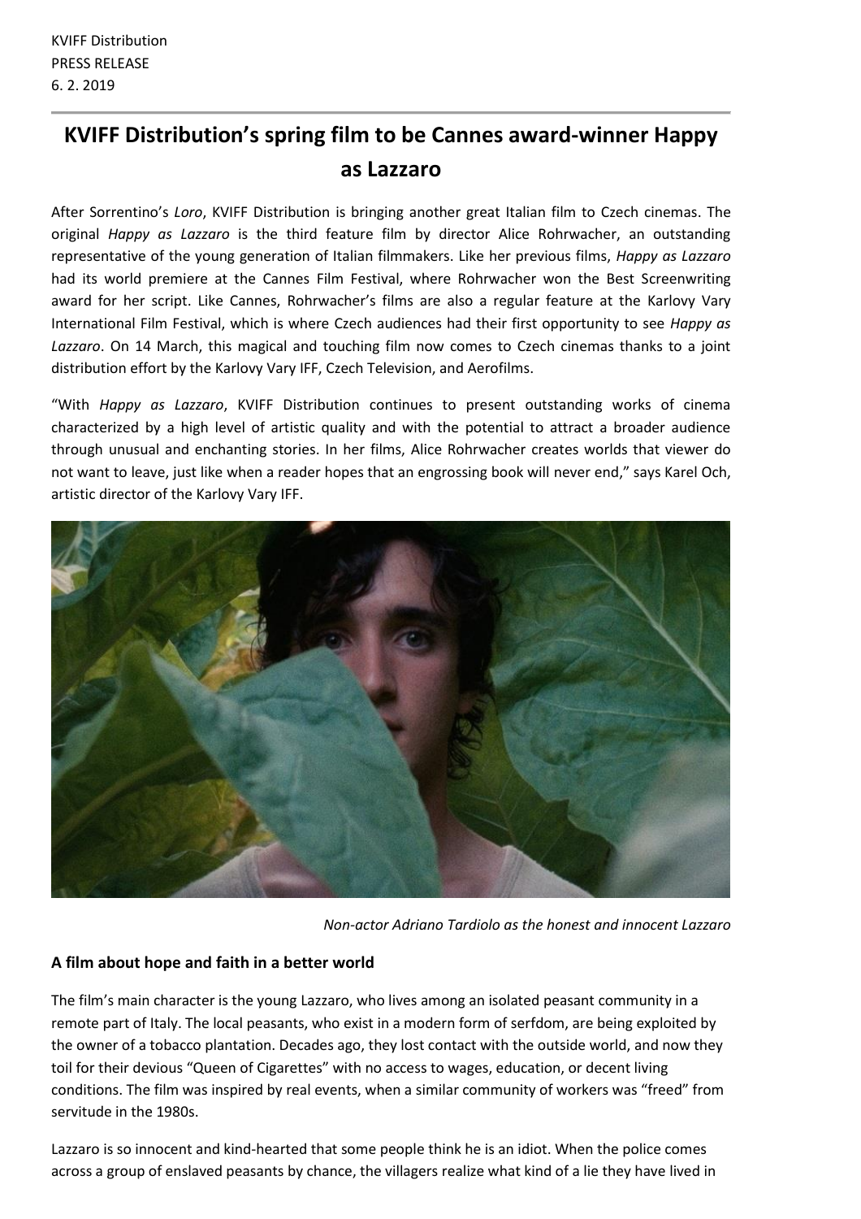KVIFF Distribution
PRESS RELEASE
6. 2. 2019

# KVIFF Distribution's spring film to be Cannes award-winner Happy as Lazzaro

After Sorrentino's *Loro*, KVIFF Distribution is bringing another great Italian film to Czech cinemas. The original *Happy as Lazzaro* is the third feature film by director Alice Rohrwacher, an outstanding representative of the young generation of Italian filmmakers. Like her previous films, *Happy as Lazzaro* had its world premiere at the Cannes Film Festival, where Rohrwacher won the Best Screenwriting award for her script. Like Cannes, Rohrwacher's films are also a regular feature at the Karlovy Vary International Film Festival, which is where Czech audiences had their first opportunity to see *Happy as Lazzaro*. On 14 March, this magical and touching film now comes to Czech cinemas thanks to a joint distribution effort by the Karlovy Vary IFF, Czech Television, and Aerofilms.

"With *Happy as Lazzaro*, KVIFF Distribution continues to present outstanding works of cinema characterized by a high level of artistic quality and with the potential to attract a broader audience through unusual and enchanting stories. In her films, Alice Rohrwacher creates worlds that viewer do not want to leave, just like when a reader hopes that an engrossing book will never end," says Karel Och, artistic director of the Karlovy Vary IFF.

*Non-actor Adriano Tardiolo as the honest and innocent Lazzaro*

### A film about hope and faith in a better world

The film's main character is the young Lazzaro, who lives among an isolated peasant community in a remote part of Italy. The local peasants, who exist in a modern form of serfdom, are being exploited by the owner of a tobacco plantation. Decades ago, they lost contact with the outside world, and now they toil for their devious "Queen of Cigarettes" with no access to wages, education, or decent living conditions. The film was inspired by real events, when a similar community of workers was "freed" from servitude in the 1980s.

Lazzaro is so innocent and kind-hearted that some people think he is an idiot. When the police comes across a group of enslaved peasants by chance, the villagers realize what kind of a lie they have lived in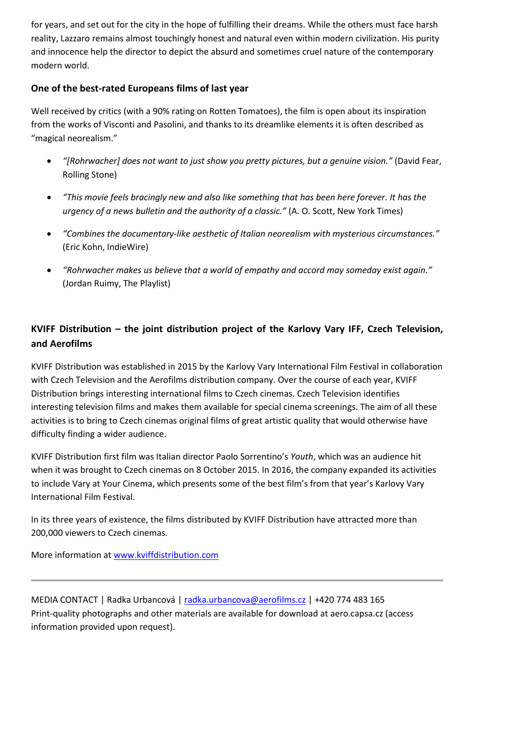for years, and set out for the city in the hope of fulfilling their dreams. While the others must face harsh reality, Lazzaro remains almost touchingly honest and natural even within modern civilization. His purity and innocence help the director to depict the absurd and sometimes cruel nature of the contemporary modern world.

### One of the best-rated Europeans films of last year

Well received by critics (with a 90% rating on Rotten Tomatoes), the film is open about its inspiration from the works of Visconti and Pasolini, and thanks to its dreamlike elements it is often described as "magical neorealism."

- *"[Rohrwacher] does not want to just show you pretty pictures, but a genuine vision."* (David Fear, Rolling Stone)
- *"This movie feels bracingly new and also like something that has been here forever. It has the urgency of a news bulletin and the authority of a classic."* (A. O. Scott, New York Times)
- *"Combines the documentary-like aesthetic of Italian neorealism with mysterious circumstances."* (Eric Kohn, IndieWire)
- *"Rohrwacher makes us believe that a world of empathy and accord may someday exist again."* (Jordan Ruimy, The Playlist)

### KVIFF Distribution – the joint distribution project of the Karlovy Vary IFF, Czech Television, and Aerofilms

KVIFF Distribution was established in 2015 by the Karlovy Vary International Film Festival in collaboration with Czech Television and the Aerofilms distribution company. Over the course of each year, KVIFF Distribution brings interesting international films to Czech cinemas. Czech Television identifies interesting television films and makes them available for special cinema screenings. The aim of all these activities is to bring to Czech cinemas original films of great artistic quality that would otherwise have difficulty finding a wider audience.

KVIFF Distribution first film was Italian director Paolo Sorrentino's *Youth*, which was an audience hit when it was brought to Czech cinemas on 8 October 2015. In 2016, the company expanded its activities to include Vary at Your Cinema, which presents some of the best film's from that year's Karlovy Vary International Film Festival.

In its three years of existence, the films distributed by KVIFF Distribution have attracted more than 200,000 viewers to Czech cinemas.

More information at [www.kviffdistribution.com](http://www.kviffdistribution.com)

---

MEDIA CONTACT | Radka Urbancová | [radka.urbancova@aerofilms.cz](mailto:radka.urbancova@aerofilms.cz) | +420 774 483 165
Print-quality photographs and other materials are available for download at aero.capsa.cz (access information provided upon request).